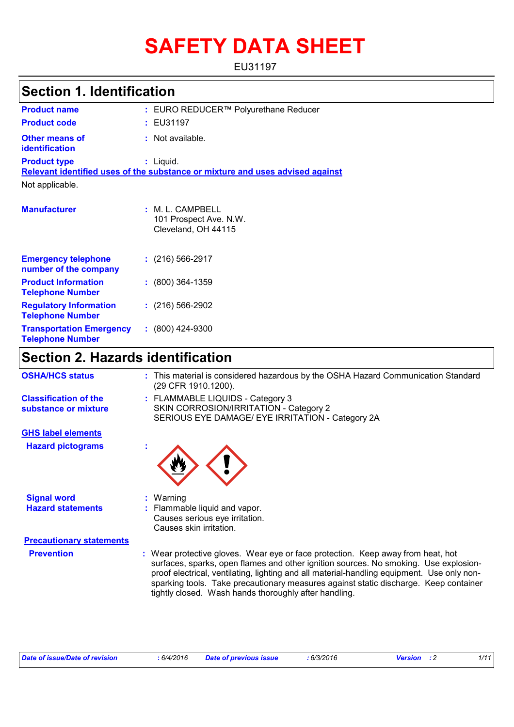# SAFETY DATA SHEET

EU31197

## Section 1. Identification

| | |
|---|---|
| **Product name** | : EURO REDUCER™ Polyurethane Reducer |
| **Product code** | : EU31197 |
| **Other means of identification** | : Not available. |
| **Product type** | : Liquid. |

**Relevant identified uses of the substance or mixture and uses advised against**

Not applicable.

| | |
|---|---|
| **Manufacturer** | : M. L. CAMPBELL<br>101 Prospect Ave. N.W.<br>Cleveland, OH 44115 |
| **Emergency telephone number of the company** | : (216) 566-2917 |
| **Product Information Telephone Number** | : (800) 364-1359 |
| **Regulatory Information Telephone Number** | : (216) 566-2902 |
| **Transportation Emergency Telephone Number** | : (800) 424-9300 |

## Section 2. Hazards identification

| | |
|---|---|
| **OSHA/HCS status** | : This material is considered hazardous by the OSHA Hazard Communication Standard (29 CFR 1910.1200). |
| **Classification of the substance or mixture** | : FLAMMABLE LIQUIDS - Category 3<br>SKIN CORROSION/IRRITATION - Category 2<br>SERIOUS EYE DAMAGE/ EYE IRRITATION - Category 2A |

**GHS label elements**

| | |
|---|---|
| **Hazard pictograms** | : |
| **Signal word** | : Warning |
| **Hazard statements** | : Flammable liquid and vapor.<br>Causes serious eye irritation.<br>Causes skin irritation. |

**Precautionary statements**

| | |
|---|---|
| **Prevention** | : Wear protective gloves. Wear eye or face protection. Keep away from heat, hot surfaces, sparks, open flames and other ignition sources. No smoking. Use explosion-proof electrical, ventilating, lighting and all material-handling equipment. Use only non-sparking tools. Take precautionary measures against static discharge. Keep container tightly closed. Wash hands thoroughly after handling. |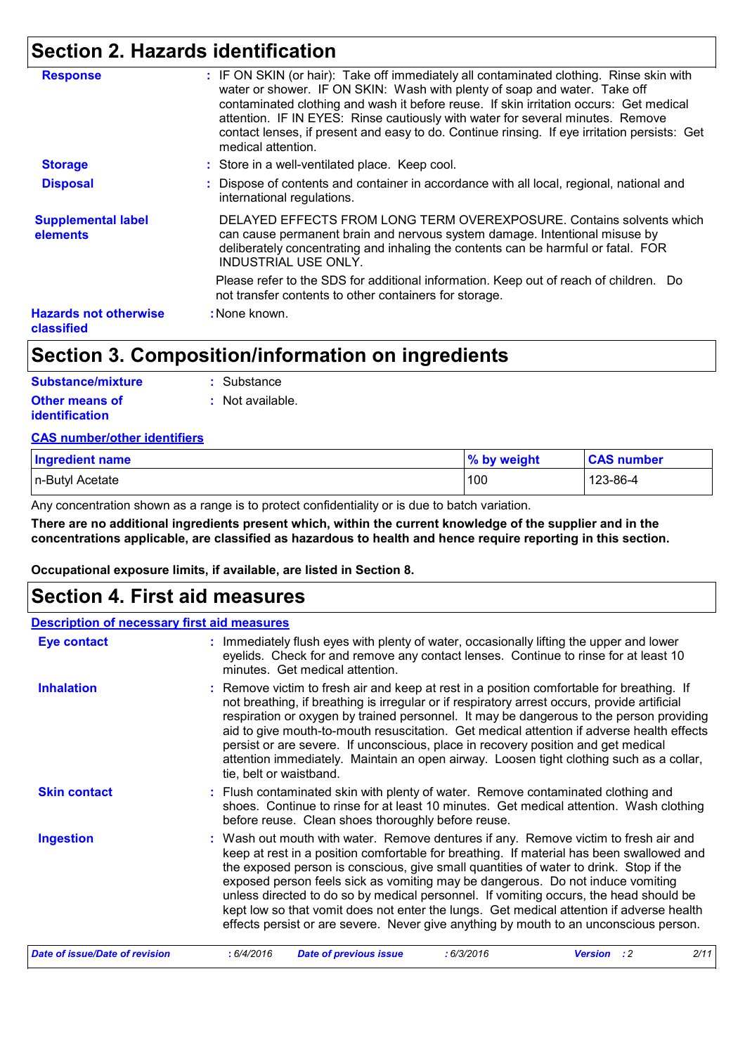## Section 2. Hazards identification

**Response** : IF ON SKIN (or hair): Take off immediately all contaminated clothing. Rinse skin with water or shower. IF ON SKIN: Wash with plenty of soap and water. Take off contaminated clothing and wash it before reuse. If skin irritation occurs: Get medical attention. IF IN EYES: Rinse cautiously with water for several minutes. Remove contact lenses, if present and easy to do. Continue rinsing. If eye irritation persists: Get medical attention.

**Storage** : Store in a well-ventilated place. Keep cool.

**Disposal** : Dispose of contents and container in accordance with all local, regional, national and international regulations.

**Supplemental label elements** DELAYED EFFECTS FROM LONG TERM OVEREXPOSURE. Contains solvents which can cause permanent brain and nervous system damage. Intentional misuse by deliberately concentrating and inhaling the contents can be harmful or fatal. FOR INDUSTRIAL USE ONLY.

Please refer to the SDS for additional information. Keep out of reach of children. Do not transfer contents to other containers for storage.

**Hazards not otherwise classified** : None known.

## Section 3. Composition/information on ingredients

**Substance/mixture** : Substance

**Other means of identification** : Not available.

**CAS number/other identifiers**

| Ingredient name | % by weight | CAS number |
|---|---|---|
| n-Butyl Acetate | 100 | 123-86-4 |

Any concentration shown as a range is to protect confidentiality or is due to batch variation.

**There are no additional ingredients present which, within the current knowledge of the supplier and in the concentrations applicable, are classified as hazardous to health and hence require reporting in this section.**

**Occupational exposure limits, if available, are listed in Section 8.**

## Section 4. First aid measures

**Description of necessary first aid measures**

**Eye contact** : Immediately flush eyes with plenty of water, occasionally lifting the upper and lower eyelids. Check for and remove any contact lenses. Continue to rinse for at least 10 minutes. Get medical attention.

**Inhalation** : Remove victim to fresh air and keep at rest in a position comfortable for breathing. If not breathing, if breathing is irregular or if respiratory arrest occurs, provide artificial respiration or oxygen by trained personnel. It may be dangerous to the person providing aid to give mouth-to-mouth resuscitation. Get medical attention if adverse health effects persist or are severe. If unconscious, place in recovery position and get medical attention immediately. Maintain an open airway. Loosen tight clothing such as a collar, tie, belt or waistband.

**Skin contact** : Flush contaminated skin with plenty of water. Remove contaminated clothing and shoes. Continue to rinse for at least 10 minutes. Get medical attention. Wash clothing before reuse. Clean shoes thoroughly before reuse.

**Ingestion** : Wash out mouth with water. Remove dentures if any. Remove victim to fresh air and keep at rest in a position comfortable for breathing. If material has been swallowed and the exposed person is conscious, give small quantities of water to drink. Stop if the exposed person feels sick as vomiting may be dangerous. Do not induce vomiting unless directed to do so by medical personnel. If vomiting occurs, the head should be kept low so that vomit does not enter the lungs. Get medical attention if adverse health effects persist or are severe. Never give anything by mouth to an unconscious person.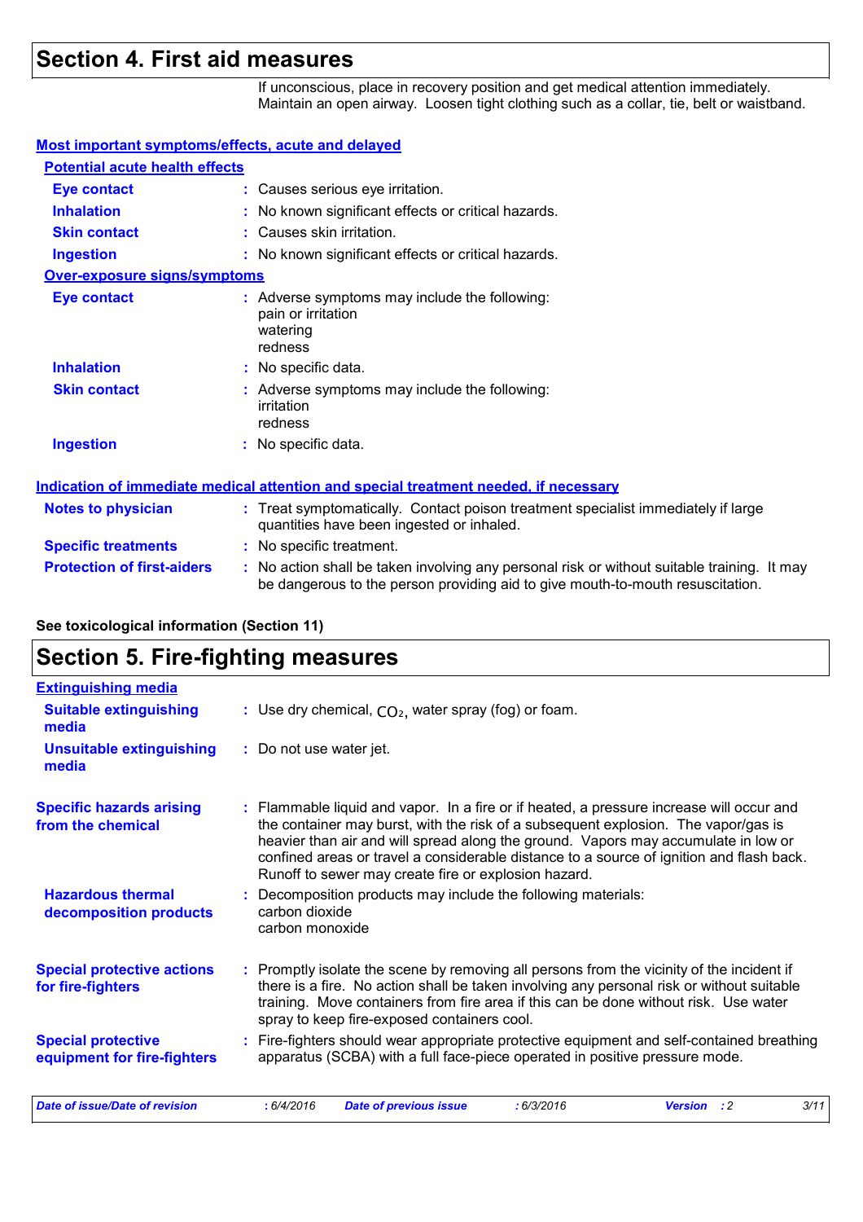## Section 4. First aid measures

If unconscious, place in recovery position and get medical attention immediately. Maintain an open airway. Loosen tight clothing such as a collar, tie, belt or waistband.

### Most important symptoms/effects, acute and delayed

#### Potential acute health effects

| | |
|---|---|
| **Eye contact** | : Causes serious eye irritation. |
| **Inhalation** | : No known significant effects or critical hazards. |
| **Skin contact** | : Causes skin irritation. |
| **Ingestion** | : No known significant effects or critical hazards. |

#### Over-exposure signs/symptoms

| | |
|---|---|
| **Eye contact** | : Adverse symptoms may include the following: pain or irritation watering redness |
| **Inhalation** | : No specific data. |
| **Skin contact** | : Adverse symptoms may include the following: irritation redness |
| **Ingestion** | : No specific data. |

### Indication of immediate medical attention and special treatment needed, if necessary

| | |
|---|---|
| **Notes to physician** | : Treat symptomatically. Contact poison treatment specialist immediately if large quantities have been ingested or inhaled. |
| **Specific treatments** | : No specific treatment. |
| **Protection of first-aiders** | : No action shall be taken involving any personal risk or without suitable training. It may be dangerous to the person providing aid to give mouth-to-mouth resuscitation. |

**See toxicological information (Section 11)**

## Section 5. Fire-fighting measures

### Extinguishing media

| | |
|---|---|
| **Suitable extinguishing media** | : Use dry chemical, $CO_2$, water spray (fog) or foam. |
| **Unsuitable extinguishing media** | : Do not use water jet. |

| | |
|---|---|
| **Specific hazards arising from the chemical** | : Flammable liquid and vapor. In a fire or if heated, a pressure increase will occur and the container may burst, with the risk of a subsequent explosion. The vapor/gas is heavier than air and will spread along the ground. Vapors may accumulate in low or confined areas or travel a considerable distance to a source of ignition and flash back. Runoff to sewer may create fire or explosion hazard. |
| **Hazardous thermal decomposition products** | : Decomposition products may include the following materials: carbon dioxide carbon monoxide |
| **Special protective actions for fire-fighters** | : Promptly isolate the scene by removing all persons from the vicinity of the incident if there is a fire. No action shall be taken involving any personal risk or without suitable training. Move containers from fire area if this can be done without risk. Use water spray to keep fire-exposed containers cool. |
| **Special protective equipment for fire-fighters** | : Fire-fighters should wear appropriate protective equipment and self-contained breathing apparatus (SCBA) with a full face-piece operated in positive pressure mode. |

| *Date of issue/Date of revision* | *: 6/4/2016* | *Date of previous issue* | *: 6/3/2016* | *Version : 2* |
|---|---|---|---|---|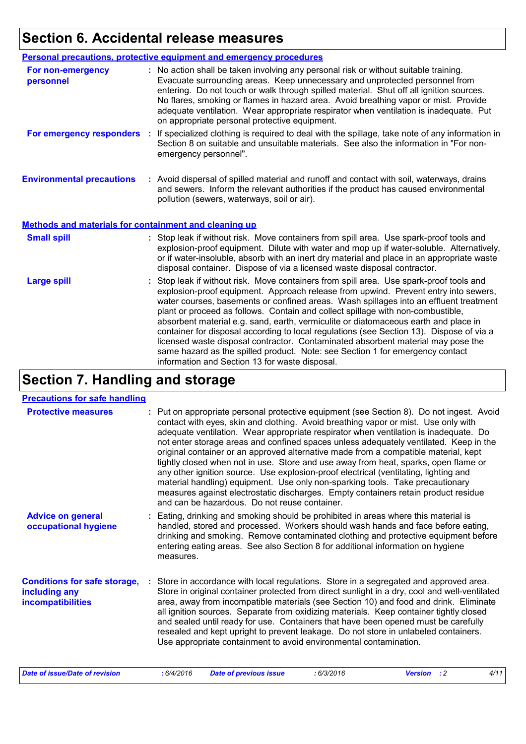## Section 6. Accidental release measures

### Personal precautions, protective equipment and emergency procedures

**For non-emergency personnel** : No action shall be taken involving any personal risk or without suitable training. Evacuate surrounding areas. Keep unnecessary and unprotected personnel from entering. Do not touch or walk through spilled material. Shut off all ignition sources. No flares, smoking or flames in hazard area. Avoid breathing vapor or mist. Provide adequate ventilation. Wear appropriate respirator when ventilation is inadequate. Put on appropriate personal protective equipment.

**For emergency responders** : If specialized clothing is required to deal with the spillage, take note of any information in Section 8 on suitable and unsuitable materials. See also the information in "For non-emergency personnel".

**Environmental precautions** : Avoid dispersal of spilled material and runoff and contact with soil, waterways, drains and sewers. Inform the relevant authorities if the product has caused environmental pollution (sewers, waterways, soil or air).

### Methods and materials for containment and cleaning up

**Small spill** : Stop leak if without risk. Move containers from spill area. Use spark-proof tools and explosion-proof equipment. Dilute with water and mop up if water-soluble. Alternatively, or if water-insoluble, absorb with an inert dry material and place in an appropriate waste disposal container. Dispose of via a licensed waste disposal contractor.

**Large spill** : Stop leak if without risk. Move containers from spill area. Use spark-proof tools and explosion-proof equipment. Approach release from upwind. Prevent entry into sewers, water courses, basements or confined areas. Wash spillages into an effluent treatment plant or proceed as follows. Contain and collect spillage with non-combustible, absorbent material e.g. sand, earth, vermiculite or diatomaceous earth and place in container for disposal according to local regulations (see Section 13). Dispose of via a licensed waste disposal contractor. Contaminated absorbent material may pose the same hazard as the spilled product. Note: see Section 1 for emergency contact information and Section 13 for waste disposal.

## Section 7. Handling and storage

### Precautions for safe handling

**Protective measures** : Put on appropriate personal protective equipment (see Section 8). Do not ingest. Avoid contact with eyes, skin and clothing. Avoid breathing vapor or mist. Use only with adequate ventilation. Wear appropriate respirator when ventilation is inadequate. Do not enter storage areas and confined spaces unless adequately ventilated. Keep in the original container or an approved alternative made from a compatible material, kept tightly closed when not in use. Store and use away from heat, sparks, open flame or any other ignition source. Use explosion-proof electrical (ventilating, lighting and material handling) equipment. Use only non-sparking tools. Take precautionary measures against electrostatic discharges. Empty containers retain product residue and can be hazardous. Do not reuse container.

**Advice on general occupational hygiene** : Eating, drinking and smoking should be prohibited in areas where this material is handled, stored and processed. Workers should wash hands and face before eating, drinking and smoking. Remove contaminated clothing and protective equipment before entering eating areas. See also Section 8 for additional information on hygiene measures.

**Conditions for safe storage, including any incompatibilities** : Store in accordance with local regulations. Store in a segregated and approved area. Store in original container protected from direct sunlight in a dry, cool and well-ventilated area, away from incompatible materials (see Section 10) and food and drink. Eliminate all ignition sources. Separate from oxidizing materials. Keep container tightly closed and sealed until ready for use. Containers that have been opened must be carefully resealed and kept upright to prevent leakage. Do not store in unlabeled containers. Use appropriate containment to avoid environmental contamination.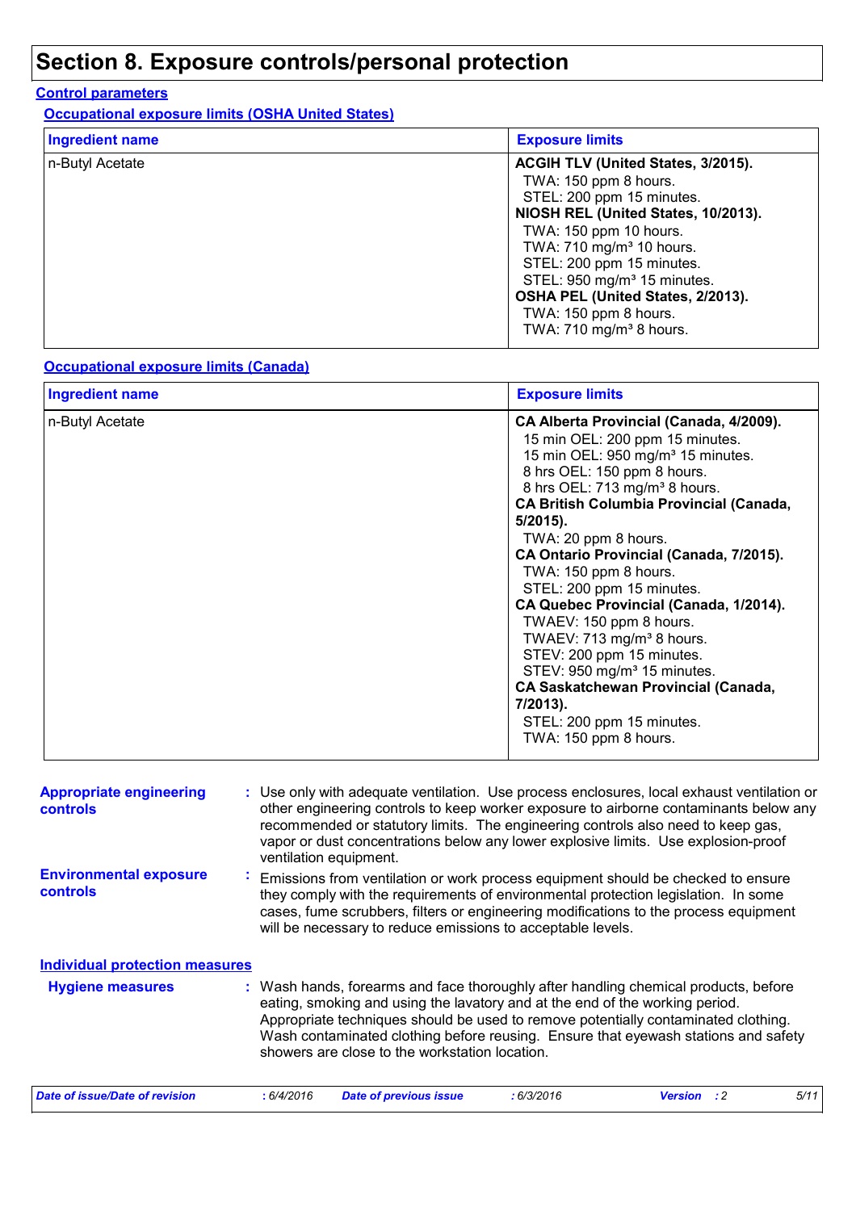# Section 8. Exposure controls/personal protection

## Control parameters

### Occupational exposure limits (OSHA United States)

| Ingredient name | Exposure limits |
| --- | --- |
| n-Butyl Acetate | **ACGIH TLV (United States, 3/2015).**<br>TWA: 150 ppm 8 hours.<br>STEL: 200 ppm 15 minutes.<br>**NIOSH REL (United States, 10/2013).**<br>TWA: 150 ppm 10 hours.<br>TWA: 710 mg/m³ 10 hours.<br>STEL: 200 ppm 15 minutes.<br>STEL: 950 mg/m³ 15 minutes.<br>**OSHA PEL (United States, 2/2013).**<br>TWA: 150 ppm 8 hours.<br>TWA: 710 mg/m³ 8 hours. |

### Occupational exposure limits (Canada)

| Ingredient name | Exposure limits |
| --- | --- |
| n-Butyl Acetate | **CA Alberta Provincial (Canada, 4/2009).**<br>15 min OEL: 200 ppm 15 minutes.<br>15 min OEL: 950 mg/m³ 15 minutes.<br>8 hrs OEL: 150 ppm 8 hours.<br>8 hrs OEL: 713 mg/m³ 8 hours.<br>**CA British Columbia Provincial (Canada, 5/2015).**<br>TWA: 20 ppm 8 hours.<br>**CA Ontario Provincial (Canada, 7/2015).**<br>TWA: 150 ppm 8 hours.<br>STEL: 200 ppm 15 minutes.<br>**CA Quebec Provincial (Canada, 1/2014).**<br>TWAEV: 150 ppm 8 hours.<br>TWAEV: 713 mg/m³ 8 hours.<br>STEV: 200 ppm 15 minutes.<br>STEV: 950 mg/m³ 15 minutes.<br>**CA Saskatchewan Provincial (Canada, 7/2013).**<br>STEL: 200 ppm 15 minutes.<br>TWA: 150 ppm 8 hours. |

**Appropriate engineering controls** : Use only with adequate ventilation. Use process enclosures, local exhaust ventilation or other engineering controls to keep worker exposure to airborne contaminants below any recommended or statutory limits. The engineering controls also need to keep gas, vapor or dust concentrations below any lower explosive limits. Use explosion-proof ventilation equipment.

**Environmental exposure controls** : Emissions from ventilation or work process equipment should be checked to ensure they comply with the requirements of environmental protection legislation. In some cases, fume scrubbers, filters or engineering modifications to the process equipment will be necessary to reduce emissions to acceptable levels.

## Individual protection measures

**Hygiene measures** : Wash hands, forearms and face thoroughly after handling chemical products, before eating, smoking and using the lavatory and at the end of the working period. Appropriate techniques should be used to remove potentially contaminated clothing. Wash contaminated clothing before reusing. Ensure that eyewash stations and safety showers are close to the workstation location.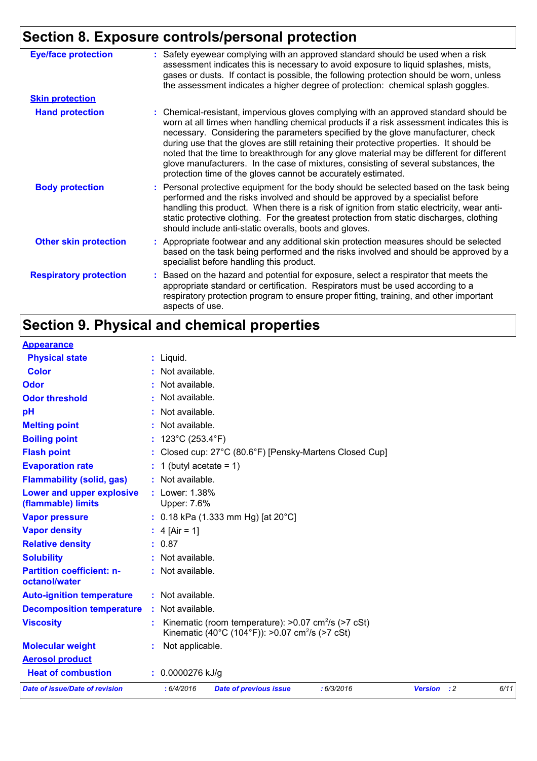## Section 8. Exposure controls/personal protection

**Eye/face protection** : Safety eyewear complying with an approved standard should be used when a risk assessment indicates this is necessary to avoid exposure to liquid splashes, mists, gases or dusts. If contact is possible, the following protection should be worn, unless the assessment indicates a higher degree of protection: chemical splash goggles.

**Skin protection**

**Hand protection** : Chemical-resistant, impervious gloves complying with an approved standard should be worn at all times when handling chemical products if a risk assessment indicates this is necessary. Considering the parameters specified by the glove manufacturer, check during use that the gloves are still retaining their protective properties. It should be noted that the time to breakthrough for any glove material may be different for different glove manufacturers. In the case of mixtures, consisting of several substances, the protection time of the gloves cannot be accurately estimated.

**Body protection** : Personal protective equipment for the body should be selected based on the task being performed and the risks involved and should be approved by a specialist before handling this product. When there is a risk of ignition from static electricity, wear anti-static protective clothing. For the greatest protection from static discharges, clothing should include anti-static overalls, boots and gloves.

**Other skin protection** : Appropriate footwear and any additional skin protection measures should be selected based on the task being performed and the risks involved and should be approved by a specialist before handling this product.

**Respiratory protection** : Based on the hazard and potential for exposure, select a respirator that meets the appropriate standard or certification. Respirators must be used according to a respiratory protection program to ensure proper fitting, training, and other important aspects of use.

## Section 9. Physical and chemical properties

**Appearance**

**Physical state** : Liquid.

**Color** : Not available.

**Odor** : Not available.

**Odor threshold** : Not available.

**pH** : Not available.

**Melting point** : Not available.

**Boiling point** : 123°C (253.4°F)

**Flash point** : Closed cup: 27°C (80.6°F) [Pensky-Martens Closed Cup]

**Evaporation rate** : 1 (butyl acetate = 1)

**Flammability (solid, gas)** : Not available.

**Lower and upper explosive (flammable) limits** : Lower: 1.38%
Upper: 7.6%

**Vapor pressure** : 0.18 kPa (1.333 mm Hg) [at 20°C]

**Vapor density** : 4 [Air = 1]

**Relative density** : 0.87

**Solubility** : Not available.

**Partition coefficient: n-octanol/water** : Not available.

**Auto-ignition temperature** : Not available.

**Decomposition temperature** : Not available.

**Viscosity** : Kinematic (room temperature): >0.07 $cm^2/s$ (>7 cSt)
Kinematic (40°C (104°F)): >0.07 $cm^2/s$ (>7 cSt)

**Molecular weight** : Not applicable.

**Aerosol product**

**Heat of combustion** : 0.0000276 kJ/g

*Date of issue/Date of revision* : 6/4/2016 *Date of previous issue* : 6/3/2016 *Version* : 2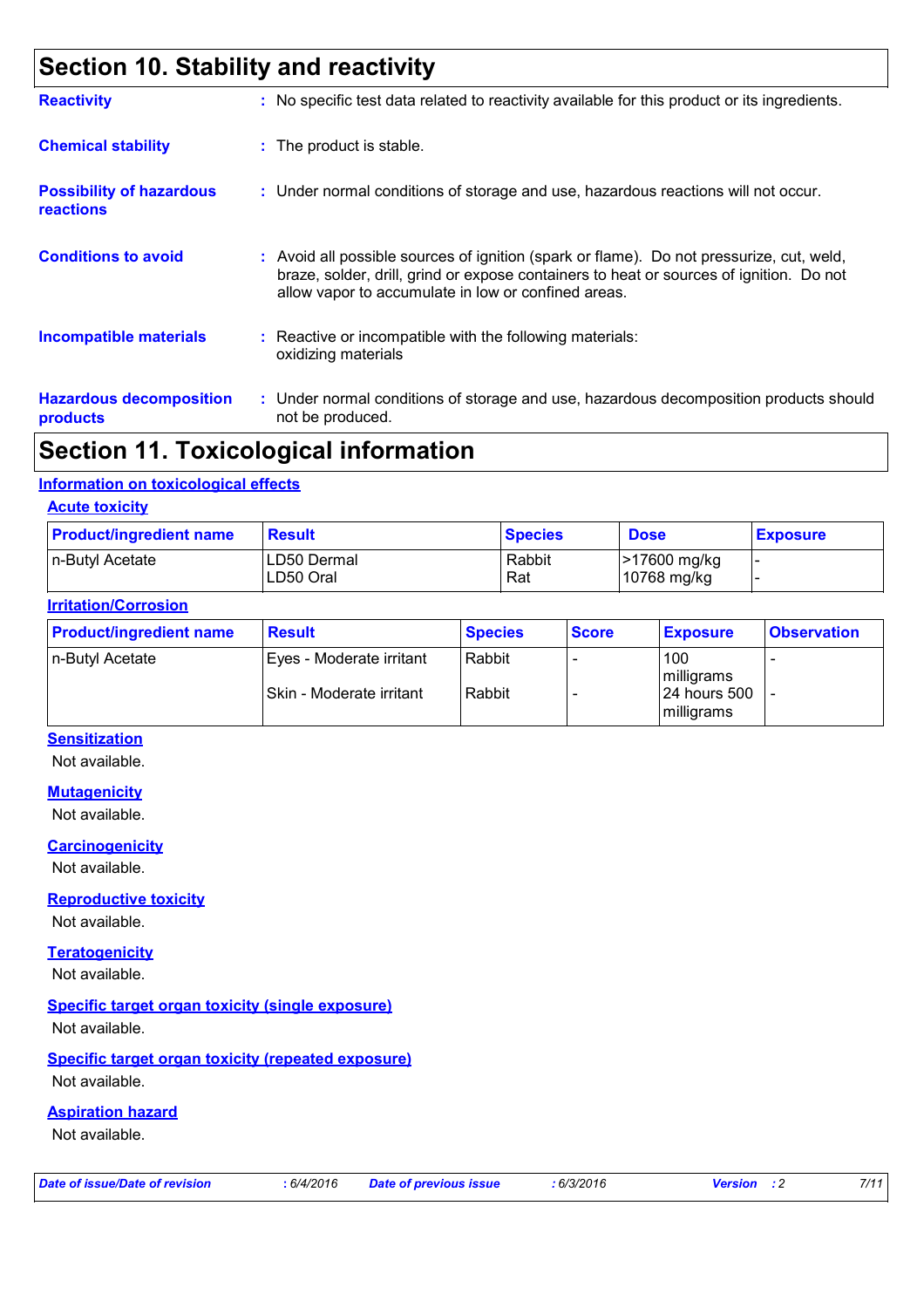# Section 10. Stability and reactivity

**Reactivity** : No specific test data related to reactivity available for this product or its ingredients.

**Chemical stability** : The product is stable.

**Possibility of hazardous reactions** : Under normal conditions of storage and use, hazardous reactions will not occur.

**Conditions to avoid** : Avoid all possible sources of ignition (spark or flame). Do not pressurize, cut, weld, braze, solder, drill, grind or expose containers to heat or sources of ignition. Do not allow vapor to accumulate in low or confined areas.

**Incompatible materials** : Reactive or incompatible with the following materials: oxidizing materials

**Hazardous decomposition products** : Under normal conditions of storage and use, hazardous decomposition products should not be produced.

# Section 11. Toxicological information

## Information on toxicological effects

### Acute toxicity

| Product/ingredient name | Result | Species | Dose | Exposure |
|---|---|---|---|---|
| n-Butyl Acetate | LD50 Dermal<br>LD50 Oral | Rabbit<br>Rat | >17600 mg/kg<br>10768 mg/kg | -<br>- |

### Irritation/Corrosion

| Product/ingredient name | Result | Species | Score | Exposure | Observation |
|---|---|---|---|---|---|
| n-Butyl Acetate | Eyes - Moderate irritant | Rabbit | - | 100 milligrams | - |
| | Skin - Moderate irritant | Rabbit | - | 24 hours 500 milligrams | - |

### Sensitization

Not available.

### Mutagenicity

Not available.

### Carcinogenicity

Not available.

### Reproductive toxicity

Not available.

### Teratogenicity

Not available.

### Specific target organ toxicity (single exposure)

Not available.

### Specific target organ toxicity (repeated exposure)

Not available.

### Aspiration hazard

Not available.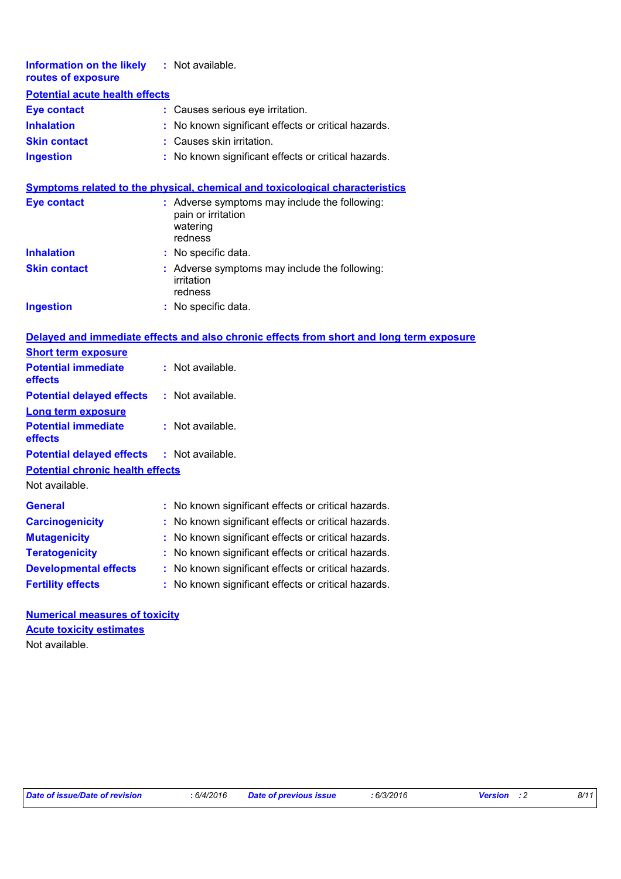**Information on the likely routes of exposure** : Not available.

**Potential acute health effects**

| | |
|---|---|
| **Eye contact** | : Causes serious eye irritation. |
| **Inhalation** | : No known significant effects or critical hazards. |
| **Skin contact** | : Causes skin irritation. |
| **Ingestion** | : No known significant effects or critical hazards. |

**Symptoms related to the physical, chemical and toxicological characteristics**

| | |
|---|---|
| **Eye contact** | : Adverse symptoms may include the following:<br>pain or irritation<br>watering<br>redness |
| **Inhalation** | : No specific data. |
| **Skin contact** | : Adverse symptoms may include the following:<br>irritation<br>redness |
| **Ingestion** | : No specific data. |

**Delayed and immediate effects and also chronic effects from short and long term exposure**

**Short term exposure**

| | |
|---|---|
| **Potential immediate effects** | : Not available. |
| **Potential delayed effects** | : Not available. |

**Long term exposure**

| | |
|---|---|
| **Potential immediate effects** | : Not available. |
| **Potential delayed effects** | : Not available. |

**Potential chronic health effects**

Not available.

| | |
|---|---|
| **General** | : No known significant effects or critical hazards. |
| **Carcinogenicity** | : No known significant effects or critical hazards. |
| **Mutagenicity** | : No known significant effects or critical hazards. |
| **Teratogenicity** | : No known significant effects or critical hazards. |
| **Developmental effects** | : No known significant effects or critical hazards. |
| **Fertility effects** | : No known significant effects or critical hazards. |

**Numerical measures of toxicity**

**Acute toxicity estimates**

Not available.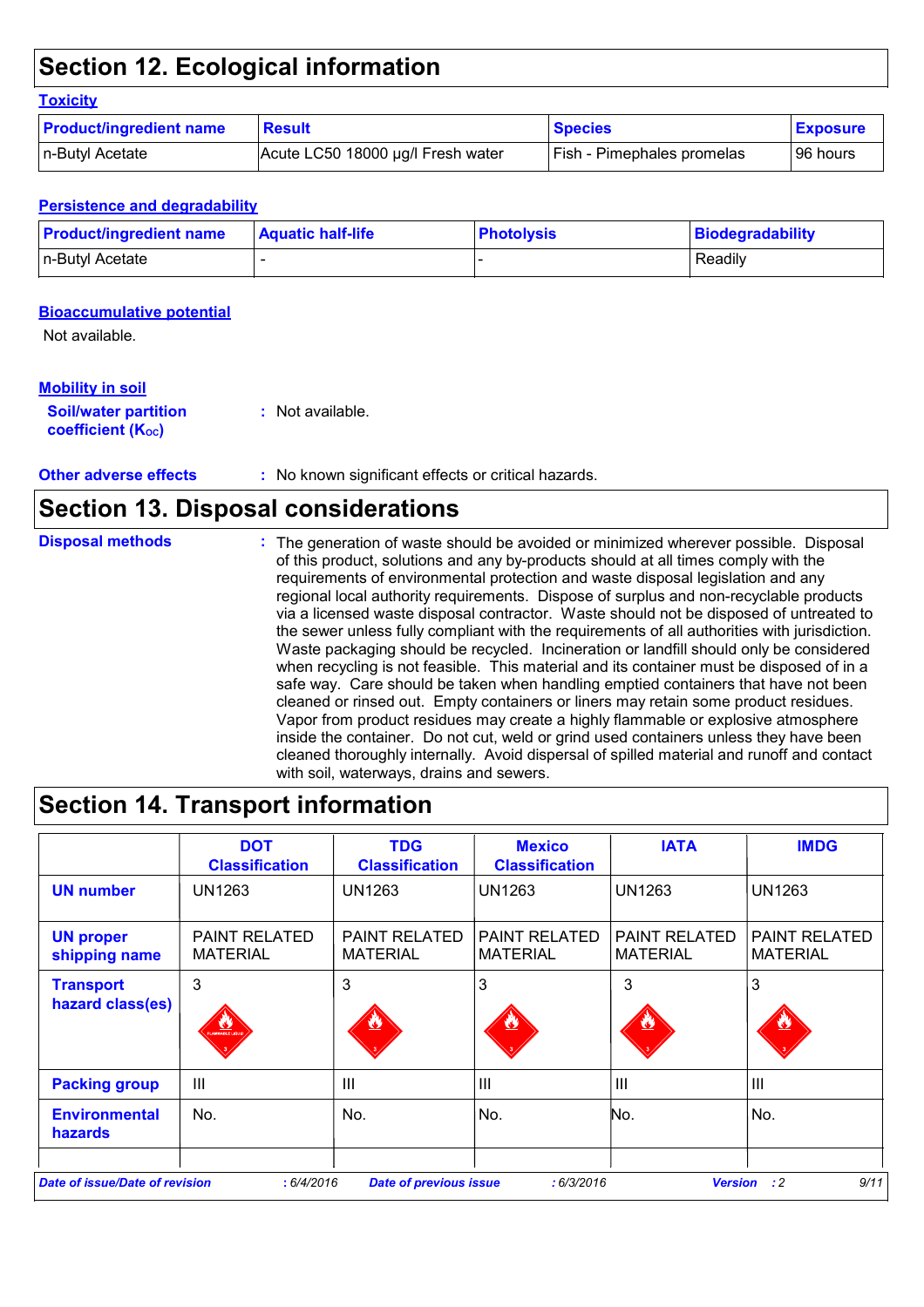# Section 12. Ecological information

### Toxicity

| Product/ingredient name | Result | Species | Exposure |
| --- | --- | --- | --- |
| n-Butyl Acetate | Acute LC50 18000 µg/l Fresh water | Fish - Pimephales promelas | 96 hours |

### Persistence and degradability

| Product/ingredient name | Aquatic half-life | Photolysis | Biodegradability |
| --- | --- | --- | --- |
| n-Butyl Acetate | - | - | Readily |

### Bioaccumulative potential

Not available.

### Mobility in soil

**Soil/water partition coefficient ($K_{OC}$)** : Not available.

**Other adverse effects** : No known significant effects or critical hazards.

# Section 13. Disposal considerations

**Disposal methods** : The generation of waste should be avoided or minimized wherever possible. Disposal of this product, solutions and any by-products should at all times comply with the requirements of environmental protection and waste disposal legislation and any regional local authority requirements. Dispose of surplus and non-recyclable products via a licensed waste disposal contractor. Waste should not be disposed of untreated to the sewer unless fully compliant with the requirements of all authorities with jurisdiction. Waste packaging should be recycled. Incineration or landfill should only be considered when recycling is not feasible. This material and its container must be disposed of in a safe way. Care should be taken when handling emptied containers that have not been cleaned or rinsed out. Empty containers or liners may retain some product residues. Vapor from product residues may create a highly flammable or explosive atmosphere inside the container. Do not cut, weld or grind used containers unless they have been cleaned thoroughly internally. Avoid dispersal of spilled material and runoff and contact with soil, waterways, drains and sewers.

# Section 14. Transport information

| | DOT Classification | TDG Classification | Mexico Classification | IATA | IMDG |
| --- | --- | --- | --- | --- | --- |
| UN number | UN1263 | UN1263 | UN1263 | UN1263 | UN1263 |
| UN proper shipping name | PAINT RELATED MATERIAL | PAINT RELATED MATERIAL | PAINT RELATED MATERIAL | PAINT RELATED MATERIAL | PAINT RELATED MATERIAL |
| Transport hazard class(es) | 3 | 3 | 3 | 3 | 3 |
| Packing group | III | III | III | III | III |
| Environmental hazards | No. | No. | No. | No. | No. |

*Date of issue/Date of revision* : 6/4/2016 *Date of previous issue* : 6/3/2016 *Version* : 2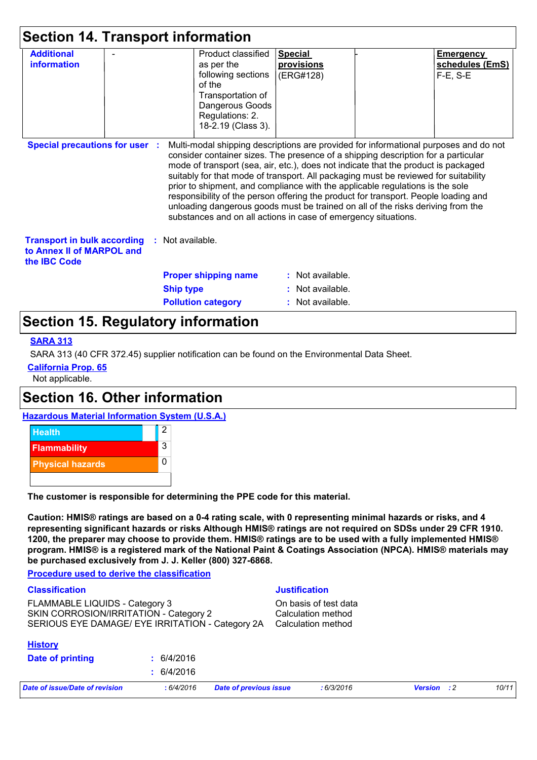## Section 14. Transport information

| Additional information | - | Product classified as per the following sections of the Transportation of Dangerous Goods Regulations: 2.18-2.19 (Class 3). | Special provisions (ERG#128) | - | Emergency schedules (EmS) F-E, S-E |
|---|---|---|---|---|---|

**Special precautions for user** : Multi-modal shipping descriptions are provided for informational purposes and do not consider container sizes. The presence of a shipping description for a particular mode of transport (sea, air, etc.), does not indicate that the product is packaged suitably for that mode of transport. All packaging must be reviewed for suitability prior to shipment, and compliance with the applicable regulations is the sole responsibility of the person offering the product for transport. People loading and unloading dangerous goods must be trained on all of the risks deriving from the substances and on all actions in case of emergency situations.

**Transport in bulk according to Annex II of MARPOL and the IBC Code** : Not available.

**Proper shipping name** : Not available.
**Ship type** : Not available.
**Pollution category** : Not available.

## Section 15. Regulatory information

**SARA 313**

SARA 313 (40 CFR 372.45) supplier notification can be found on the Environmental Data Sheet.

**California Prop. 65**

Not applicable.

## Section 16. Other information

**Hazardous Material Information System (U.S.A.)**

| | |
|---|---|
| Health | 2 |
| Flammability | 3 |
| Physical hazards | 0 |

**The customer is responsible for determining the PPE code for this material.**

**Caution: HMIS® ratings are based on a 0-4 rating scale, with 0 representing minimal hazards or risks, and 4 representing significant hazards or risks Although HMIS® ratings are not required on SDSs under 29 CFR 1910. 1200, the preparer may choose to provide them. HMIS® ratings are to be used with a fully implemented HMIS® program. HMIS® is a registered mark of the National Paint & Coatings Association (NPCA). HMIS® materials may be purchased exclusively from J. J. Keller (800) 327-6868.**

**Procedure used to derive the classification**

| Classification | Justification |
|---|---|
| FLAMMABLE LIQUIDS - Category 3 | On basis of test data |
| SKIN CORROSION/IRRITATION - Category 2 | Calculation method |
| SERIOUS EYE DAMAGE/ EYE IRRITATION - Category 2A | Calculation method |

**History**

**Date of printing** : 6/4/2016
: 6/4/2016

*Date of issue/Date of revision* : 6/4/2016 *Date of previous issue* : 6/3/2016 *Version* : 2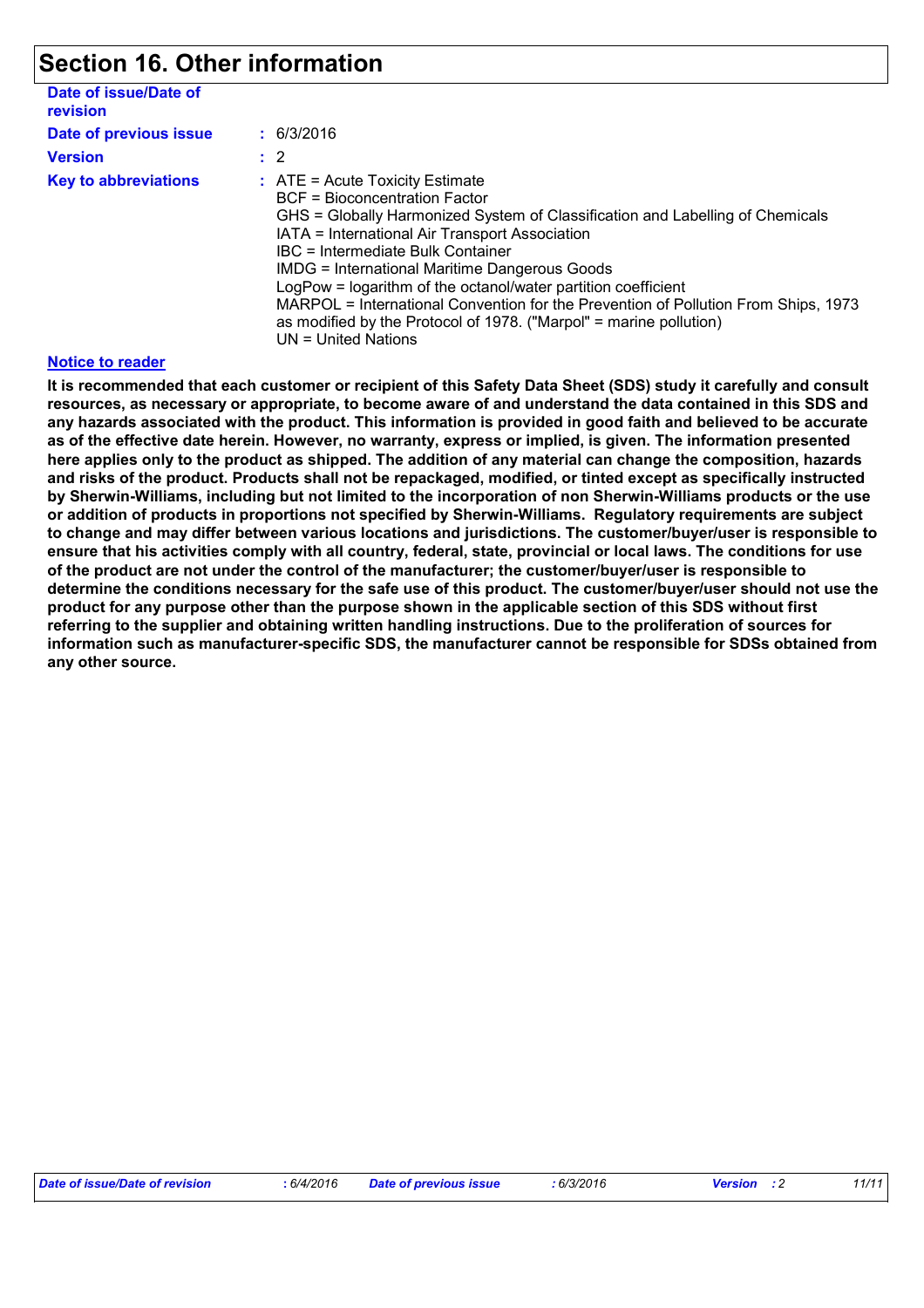# Section 16. Other information

**Date of issue/Date of revision**

**Date of previous issue** : 6/3/2016

**Version** : 2

**Key to abbreviations** : ATE = Acute Toxicity Estimate
BCF = Bioconcentration Factor
GHS = Globally Harmonized System of Classification and Labelling of Chemicals
IATA = International Air Transport Association
IBC = Intermediate Bulk Container
IMDG = International Maritime Dangerous Goods
LogPow = logarithm of the octanol/water partition coefficient
MARPOL = International Convention for the Prevention of Pollution From Ships, 1973 as modified by the Protocol of 1978. ("Marpol" = marine pollution)
UN = United Nations

**Notice to reader**

**It is recommended that each customer or recipient of this Safety Data Sheet (SDS) study it carefully and consult resources, as necessary or appropriate, to become aware of and understand the data contained in this SDS and any hazards associated with the product. This information is provided in good faith and believed to be accurate as of the effective date herein. However, no warranty, express or implied, is given. The information presented here applies only to the product as shipped. The addition of any material can change the composition, hazards and risks of the product. Products shall not be repackaged, modified, or tinted except as specifically instructed by Sherwin-Williams, including but not limited to the incorporation of non Sherwin-Williams products or the use or addition of products in proportions not specified by Sherwin-Williams. Regulatory requirements are subject to change and may differ between various locations and jurisdictions. The customer/buyer/user is responsible to ensure that his activities comply with all country, federal, state, provincial or local laws. The conditions for use of the product are not under the control of the manufacturer; the customer/buyer/user is responsible to determine the conditions necessary for the safe use of this product. The customer/buyer/user should not use the product for any purpose other than the purpose shown in the applicable section of this SDS without first referring to the supplier and obtaining written handling instructions. Due to the proliferation of sources for information such as manufacturer-specific SDS, the manufacturer cannot be responsible for SDSs obtained from any other source.**